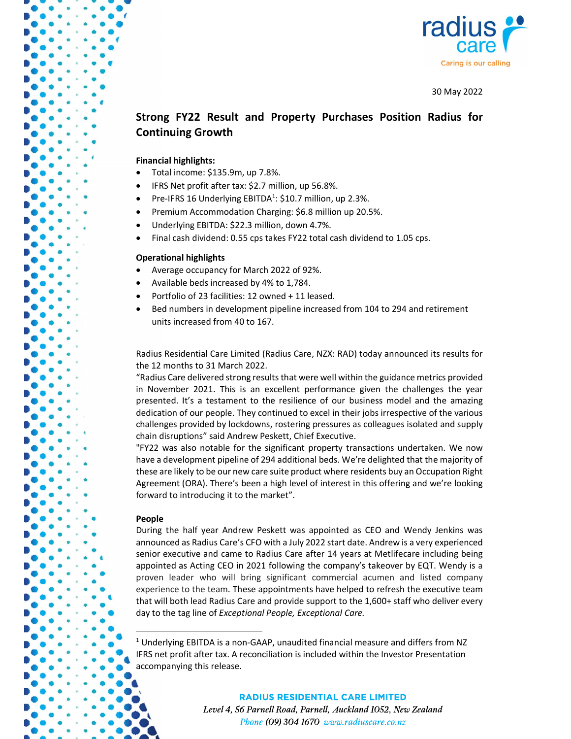30 May 2022

# Strong FY22 Result and Property Purchases Position Radius for Continuing Growth

**Financial highlights:**

- Total income: $135.9m, up 7.8%.
- IFRS Net profit after tax: $2.7 million, up 56.8%.
- Pre-IFRS 16 Underlying EBITDA[1]: $10.7 million, up 2.3%.
- Premium Accommodation Charging: $6.8 million up 20.5%.
- Underlying EBITDA: $22.3 million, down 4.7%.
- Final cash dividend: 0.55 cps takes FY22 total cash dividend to 1.05 cps.

**Operational highlights**

- Average occupancy for March 2022 of 92%.
- Available beds increased by 4% to 1,784.
- Portfolio of 23 facilities: 12 owned + 11 leased.
- Bed numbers in development pipeline increased from 104 to 294 and retirement units increased from 40 to 167.

Radius Residential Care Limited (Radius Care, NZX: RAD) today announced its results for the 12 months to 31 March 2022.

"Radius Care delivered strong results that were well within the guidance metrics provided in November 2021. This is an excellent performance given the challenges the year presented. It's a testament to the resilience of our business model and the amazing dedication of our people. They continued to excel in their jobs irrespective of the various challenges provided by lockdowns, rostering pressures as colleagues isolated and supply chain disruptions" said Andrew Peskett, Chief Executive.

"FY22 was also notable for the significant property transactions undertaken. We now have a development pipeline of 294 additional beds. We're delighted that the majority of these are likely to be our new care suite product where residents buy an Occupation Right Agreement (ORA). There's been a high level of interest in this offering and we're looking forward to introducing it to the market".

**People**

During the half year Andrew Peskett was appointed as CEO and Wendy Jenkins was announced as Radius Care's CFO with a July 2022 start date. Andrew is a very experienced senior executive and came to Radius Care after 14 years at Metlifecare including being appointed as Acting CEO in 2021 following the company's takeover by EQT. Wendy is a proven leader who will bring significant commercial acumen and listed company experience to the team. These appointments have helped to refresh the executive team that will both lead Radius Care and provide support to the 1,600+ staff who deliver every day to the tag line of *Exceptional People, Exceptional Care.*

[1] Underlying EBITDA is a non-GAAP, unaudited financial measure and differs from NZ IFRS net profit after tax. A reconciliation is included within the Investor Presentation accompanying this release.

**RADIUS RESIDENTIAL CARE LIMITED**
*Level 4, 56 Parnell Road, Parnell, Auckland 1052, New Zealand*
*Phone (09) 304 1670 www.radiuscare.co.nz*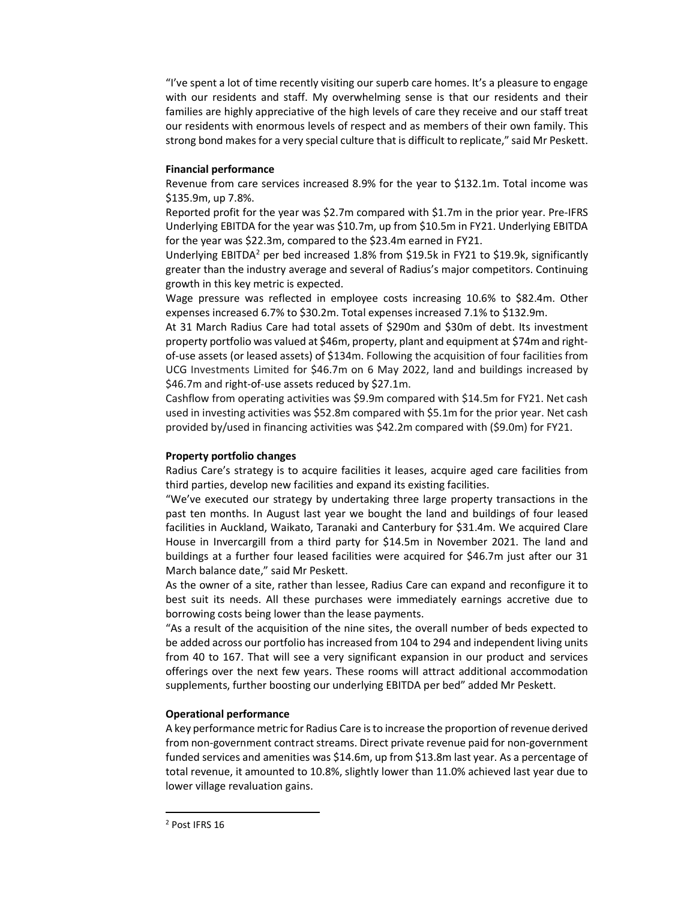"I've spent a lot of time recently visiting our superb care homes. It's a pleasure to engage with our residents and staff. My overwhelming sense is that our residents and their families are highly appreciative of the high levels of care they receive and our staff treat our residents with enormous levels of respect and as members of their own family. This strong bond makes for a very special culture that is difficult to replicate," said Mr Peskett.

**Financial performance**

Revenue from care services increased 8.9% for the year to $132.1m. Total income was $135.9m, up 7.8%.

Reported profit for the year was $2.7m compared with $1.7m in the prior year. Pre-IFRS Underlying EBITDA for the year was $10.7m, up from $10.5m in FY21. Underlying EBITDA for the year was $22.3m, compared to the $23.4m earned in FY21.

Underlying EBITDA[2] per bed increased 1.8% from $19.5k in FY21 to $19.9k, significantly greater than the industry average and several of Radius's major competitors. Continuing growth in this key metric is expected.

Wage pressure was reflected in employee costs increasing 10.6% to $82.4m. Other expenses increased 6.7% to $30.2m. Total expenses increased 7.1% to $132.9m.

At 31 March Radius Care had total assets of $290m and $30m of debt. Its investment property portfolio was valued at $46m, property, plant and equipment at $74m and right-of-use assets (or leased assets) of $134m. Following the acquisition of four facilities from UCG Investments Limited for $46.7m on 6 May 2022, land and buildings increased by $46.7m and right-of-use assets reduced by $27.1m.

Cashflow from operating activities was $9.9m compared with $14.5m for FY21. Net cash used in investing activities was $52.8m compared with $5.1m for the prior year. Net cash provided by/used in financing activities was $42.2m compared with ($9.0m) for FY21.

**Property portfolio changes**

Radius Care's strategy is to acquire facilities it leases, acquire aged care facilities from third parties, develop new facilities and expand its existing facilities.

"We've executed our strategy by undertaking three large property transactions in the past ten months. In August last year we bought the land and buildings of four leased facilities in Auckland, Waikato, Taranaki and Canterbury for $31.4m. We acquired Clare House in Invercargill from a third party for $14.5m in November 2021. The land and buildings at a further four leased facilities were acquired for $46.7m just after our 31 March balance date," said Mr Peskett.

As the owner of a site, rather than lessee, Radius Care can expand and reconfigure it to best suit its needs. All these purchases were immediately earnings accretive due to borrowing costs being lower than the lease payments.

"As a result of the acquisition of the nine sites, the overall number of beds expected to be added across our portfolio has increased from 104 to 294 and independent living units from 40 to 167. That will see a very significant expansion in our product and services offerings over the next few years. These rooms will attract additional accommodation supplements, further boosting our underlying EBITDA per bed" added Mr Peskett.

**Operational performance**

A key performance metric for Radius Care is to increase the proportion of revenue derived from non-government contract streams. Direct private revenue paid for non-government funded services and amenities was $14.6m, up from $13.8m last year. As a percentage of total revenue, it amounted to 10.8%, slightly lower than 11.0% achieved last year due to lower village revaluation gains.

[2] Post IFRS 16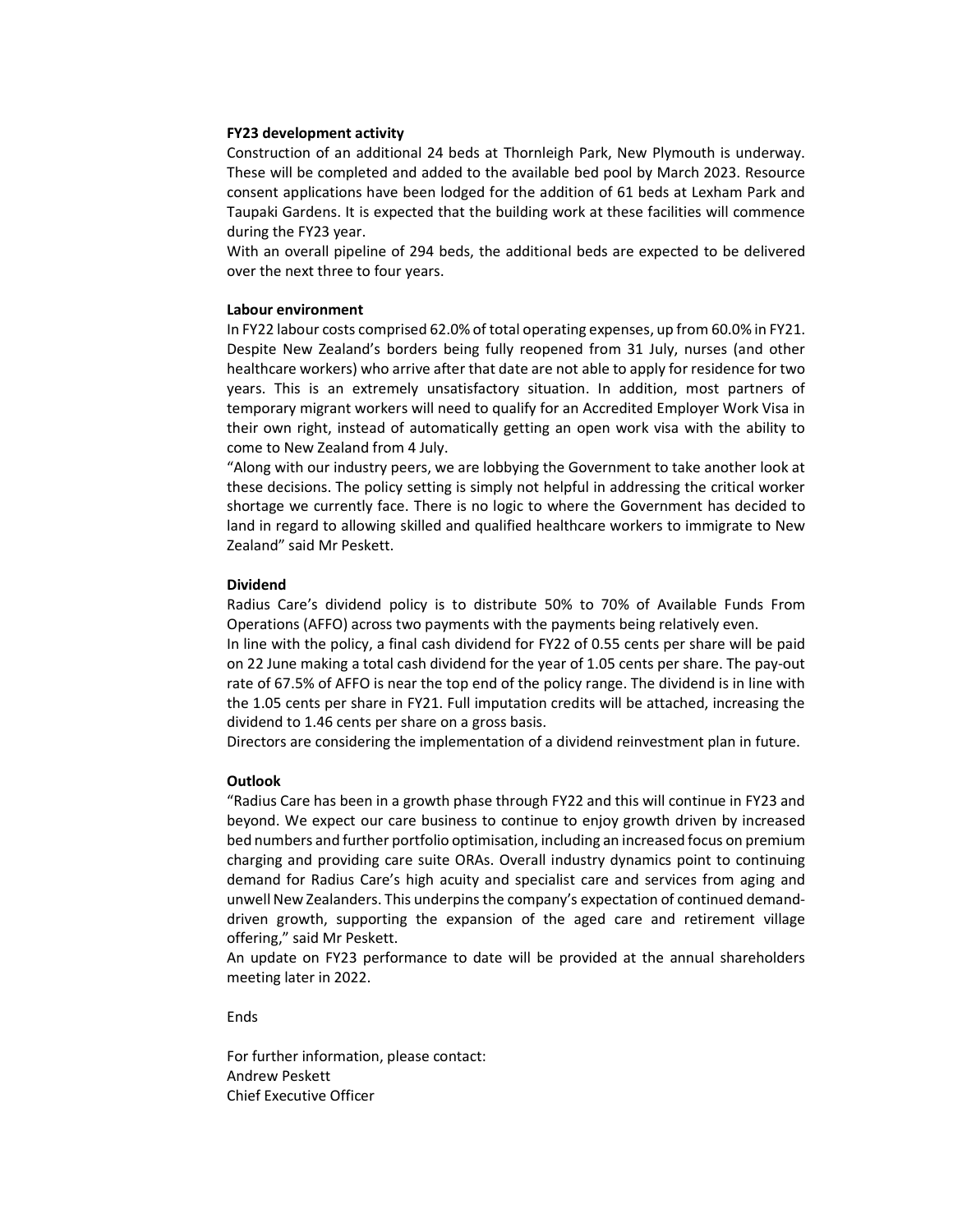**FY23 development activity**

Construction of an additional 24 beds at Thornleigh Park, New Plymouth is underway. These will be completed and added to the available bed pool by March 2023. Resource consent applications have been lodged for the addition of 61 beds at Lexham Park and Taupaki Gardens. It is expected that the building work at these facilities will commence during the FY23 year.

With an overall pipeline of 294 beds, the additional beds are expected to be delivered over the next three to four years.

**Labour environment**

In FY22 labour costs comprised 62.0% of total operating expenses, up from 60.0% in FY21. Despite New Zealand's borders being fully reopened from 31 July, nurses (and other healthcare workers) who arrive after that date are not able to apply for residence for two years. This is an extremely unsatisfactory situation. In addition, most partners of temporary migrant workers will need to qualify for an Accredited Employer Work Visa in their own right, instead of automatically getting an open work visa with the ability to come to New Zealand from 4 July.

"Along with our industry peers, we are lobbying the Government to take another look at these decisions. The policy setting is simply not helpful in addressing the critical worker shortage we currently face. There is no logic to where the Government has decided to land in regard to allowing skilled and qualified healthcare workers to immigrate to New Zealand" said Mr Peskett.

**Dividend**

Radius Care's dividend policy is to distribute 50% to 70% of Available Funds From Operations (AFFO) across two payments with the payments being relatively even.

In line with the policy, a final cash dividend for FY22 of 0.55 cents per share will be paid on 22 June making a total cash dividend for the year of 1.05 cents per share. The pay-out rate of 67.5% of AFFO is near the top end of the policy range. The dividend is in line with the 1.05 cents per share in FY21. Full imputation credits will be attached, increasing the dividend to 1.46 cents per share on a gross basis.

Directors are considering the implementation of a dividend reinvestment plan in future.

**Outlook**

"Radius Care has been in a growth phase through FY22 and this will continue in FY23 and beyond. We expect our care business to continue to enjoy growth driven by increased bed numbers and further portfolio optimisation, including an increased focus on premium charging and providing care suite ORAs. Overall industry dynamics point to continuing demand for Radius Care's high acuity and specialist care and services from aging and unwell New Zealanders. This underpins the company's expectation of continued demand-driven growth, supporting the expansion of the aged care and retirement village offering," said Mr Peskett.

An update on FY23 performance to date will be provided at the annual shareholders meeting later in 2022.

Ends

For further information, please contact:
Andrew Peskett
Chief Executive Officer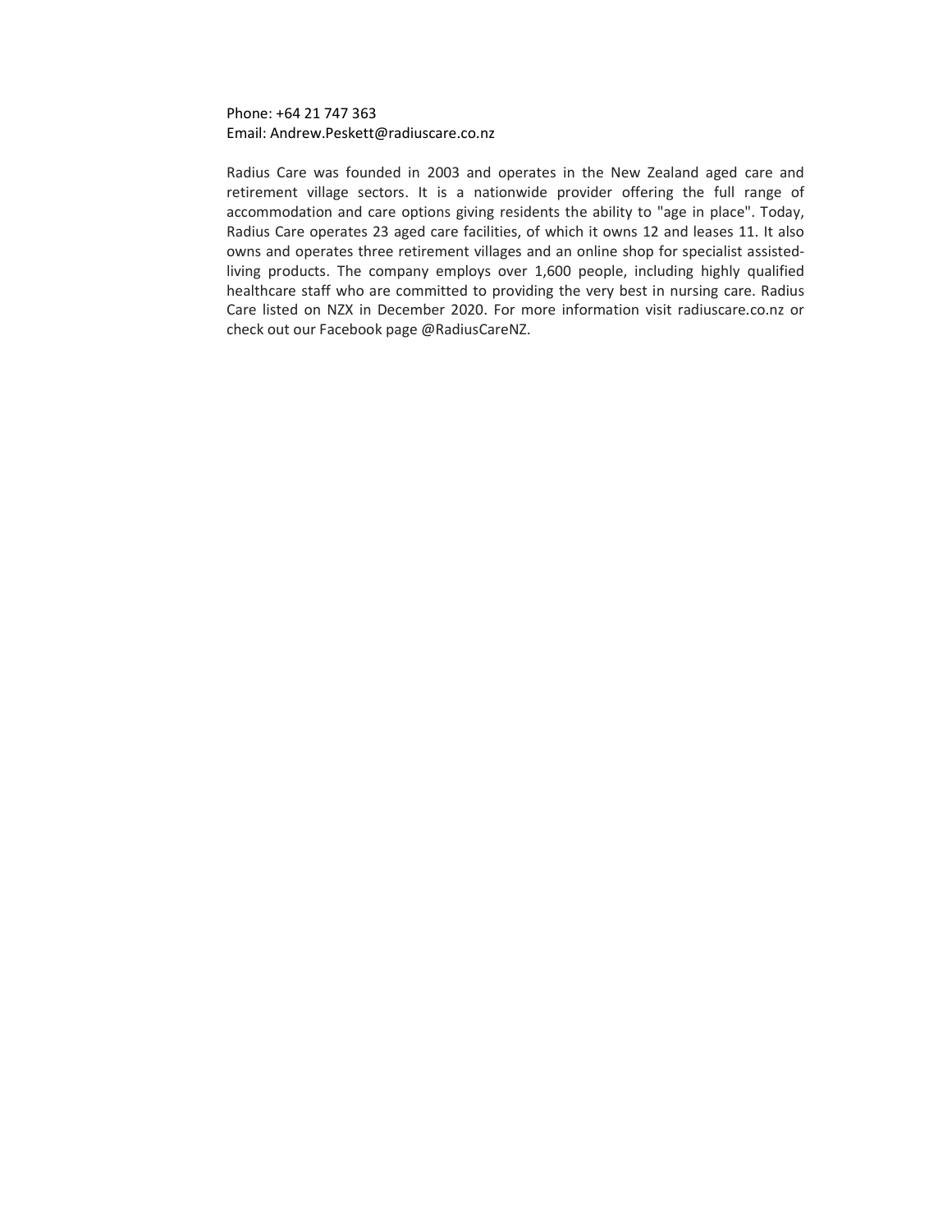Phone: +64 21 747 363
Email: Andrew.Peskett@radiuscare.co.nz

Radius Care was founded in 2003 and operates in the New Zealand aged care and retirement village sectors. It is a nationwide provider offering the full range of accommodation and care options giving residents the ability to "age in place". Today, Radius Care operates 23 aged care facilities, of which it owns 12 and leases 11. It also owns and operates three retirement villages and an online shop for specialist assisted-living products. The company employs over 1,600 people, including highly qualified healthcare staff who are committed to providing the very best in nursing care. Radius Care listed on NZX in December 2020. For more information visit radiuscare.co.nz or check out our Facebook page @RadiusCareNZ.